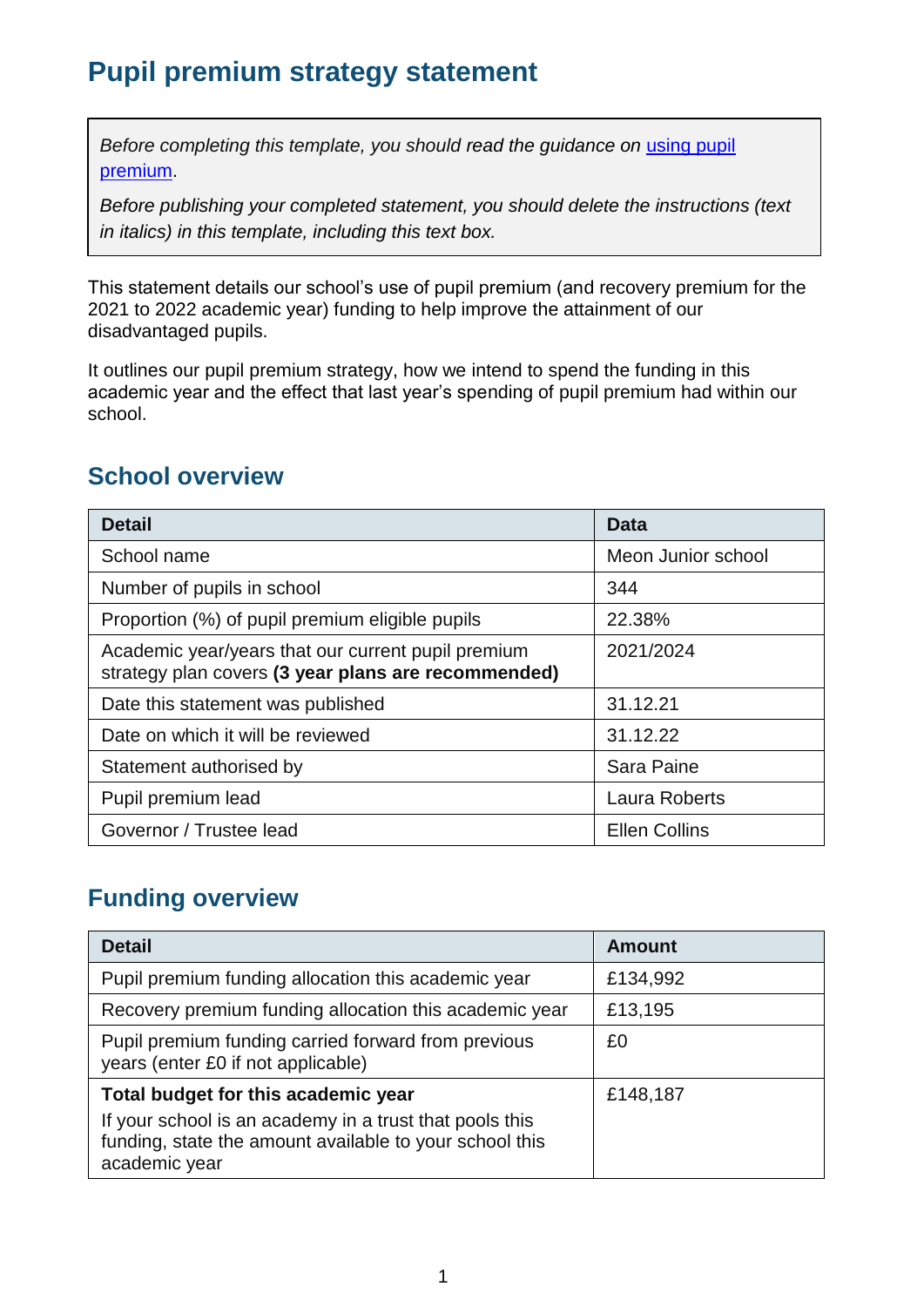# Pupil premium strategy statement

*Before completing this template, you should read the guidance on [using pupil premium](using pupil premium).*

*Before publishing your completed statement, you should delete the instructions (text in italics) in this template, including this text box.*

This statement details our school's use of pupil premium (and recovery premium for the 2021 to 2022 academic year) funding to help improve the attainment of our disadvantaged pupils.

It outlines our pupil premium strategy, how we intend to spend the funding in this academic year and the effect that last year's spending of pupil premium had within our school.

## School overview

| Detail | Data |
| --- | --- |
| School name | Meon Junior school |
| Number of pupils in school | 344 |
| Proportion (%) of pupil premium eligible pupils | 22.38% |
| Academic year/years that our current pupil premium strategy plan covers **(3 year plans are recommended)** | 2021/2024 |
| Date this statement was published | 31.12.21 |
| Date on which it will be reviewed | 31.12.22 |
| Statement authorised by | Sara Paine |
| Pupil premium lead | Laura Roberts |
| Governor / Trustee lead | Ellen Collins |

## Funding overview

| Detail | Amount |
| --- | --- |
| Pupil premium funding allocation this academic year | £134,992 |
| Recovery premium funding allocation this academic year | £13,195 |
| Pupil premium funding carried forward from previous years (enter £0 if not applicable) | £0 |
| **Total budget for this academic year**<br>If your school is an academy in a trust that pools this funding, state the amount available to your school this academic year | £148,187 |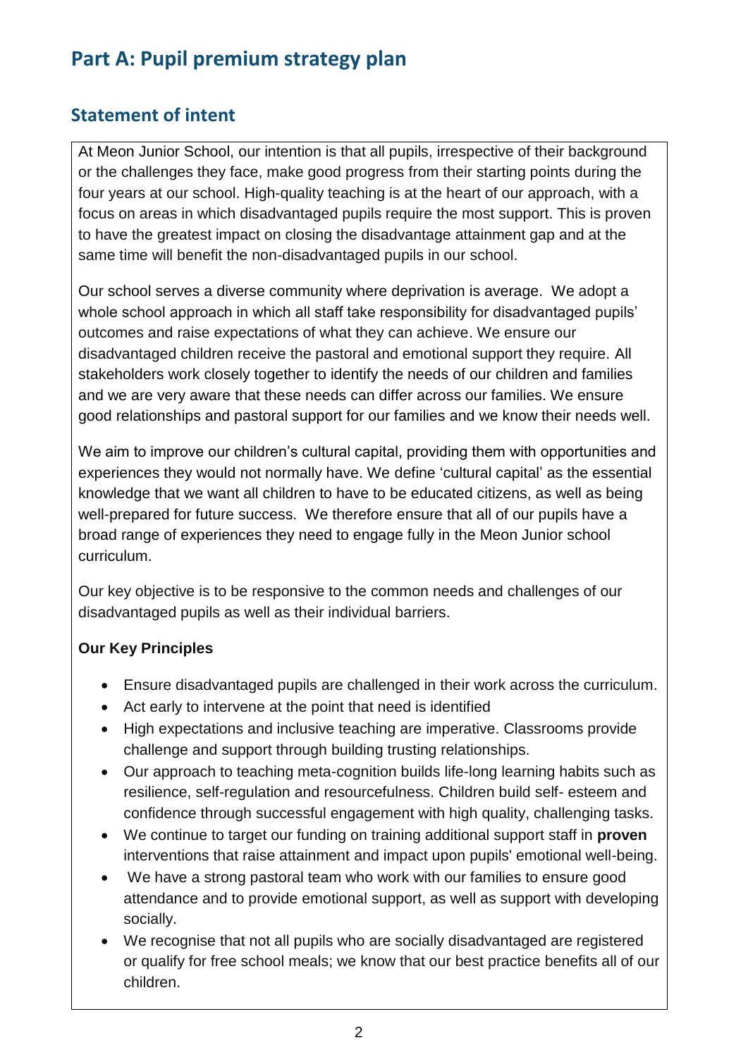# Part A: Pupil premium strategy plan

## Statement of intent

At Meon Junior School, our intention is that all pupils, irrespective of their background or the challenges they face, make good progress from their starting points during the four years at our school. High-quality teaching is at the heart of our approach, with a focus on areas in which disadvantaged pupils require the most support. This is proven to have the greatest impact on closing the disadvantage attainment gap and at the same time will benefit the non-disadvantaged pupils in our school.

Our school serves a diverse community where deprivation is average. We adopt a whole school approach in which all staff take responsibility for disadvantaged pupils' outcomes and raise expectations of what they can achieve. We ensure our disadvantaged children receive the pastoral and emotional support they require. All stakeholders work closely together to identify the needs of our children and families and we are very aware that these needs can differ across our families. We ensure good relationships and pastoral support for our families and we know their needs well.

We aim to improve our children's cultural capital, providing them with opportunities and experiences they would not normally have. We define 'cultural capital' as the essential knowledge that we want all children to have to be educated citizens, as well as being well-prepared for future success. We therefore ensure that all of our pupils have a broad range of experiences they need to engage fully in the Meon Junior school curriculum.

Our key objective is to be responsive to the common needs and challenges of our disadvantaged pupils as well as their individual barriers.

**Our Key Principles**

- Ensure disadvantaged pupils are challenged in their work across the curriculum.
- Act early to intervene at the point that need is identified
- High expectations and inclusive teaching are imperative. Classrooms provide challenge and support through building trusting relationships.
- Our approach to teaching meta-cognition builds life-long learning habits such as resilience, self-regulation and resourcefulness. Children build self- esteem and confidence through successful engagement with high quality, challenging tasks.
- We continue to target our funding on training additional support staff in **proven** interventions that raise attainment and impact upon pupils' emotional well-being.
- We have a strong pastoral team who work with our families to ensure good attendance and to provide emotional support, as well as support with developing socially.
- We recognise that not all pupils who are socially disadvantaged are registered or qualify for free school meals; we know that our best practice benefits all of our children.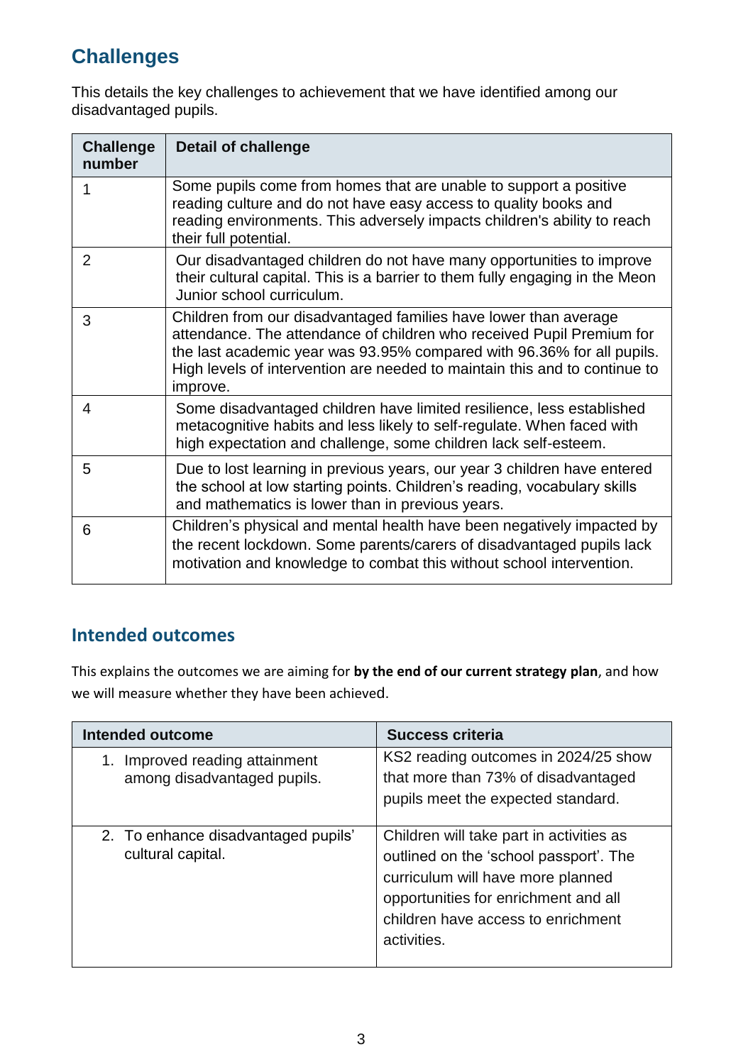## Challenges

This details the key challenges to achievement that we have identified among our disadvantaged pupils.

| Challenge number | Detail of challenge |
|---|---|
| 1 | Some pupils come from homes that are unable to support a positive reading culture and do not have easy access to quality books and reading environments. This adversely impacts children's ability to reach their full potential. |
| 2 | Our disadvantaged children do not have many opportunities to improve their cultural capital. This is a barrier to them fully engaging in the Meon Junior school curriculum. |
| 3 | Children from our disadvantaged families have lower than average attendance. The attendance of children who received Pupil Premium for the last academic year was 93.95% compared with 96.36% for all pupils. High levels of intervention are needed to maintain this and to continue to improve. |
| 4 | Some disadvantaged children have limited resilience, less established metacognitive habits and less likely to self-regulate. When faced with high expectation and challenge, some children lack self-esteem. |
| 5 | Due to lost learning in previous years, our year 3 children have entered the school at low starting points. Children's reading, vocabulary skills and mathematics is lower than in previous years. |
| 6 | Children's physical and mental health have been negatively impacted by the recent lockdown. Some parents/carers of disadvantaged pupils lack motivation and knowledge to combat this without school intervention. |

## Intended outcomes

This explains the outcomes we are aiming for **by the end of our current strategy plan**, and how we will measure whether they have been achieved.

| Intended outcome | Success criteria |
|---|---|
| 1. Improved reading attainment among disadvantaged pupils. | KS2 reading outcomes in 2024/25 show that more than 73% of disadvantaged pupils meet the expected standard. |
| 2. To enhance disadvantaged pupils' cultural capital. | Children will take part in activities as outlined on the 'school passport'. The curriculum will have more planned opportunities for enrichment and all children have access to enrichment activities. |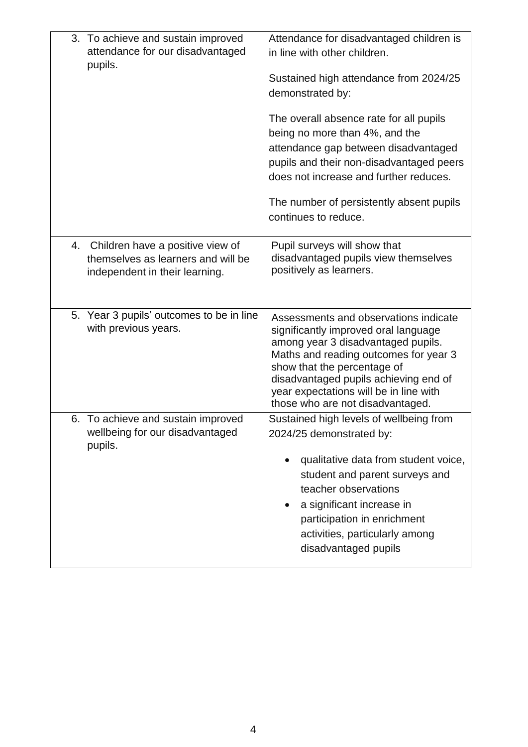| | |
|---|---|
| 3. To achieve and sustain improved attendance for our disadvantaged pupils. | Attendance for disadvantaged children is in line with other children.<br><br>Sustained high attendance from 2024/25 demonstrated by:<br><br>The overall absence rate for all pupils being no more than 4%, and the attendance gap between disadvantaged pupils and their non-disadvantaged peers does not increase and further reduces.<br><br>The number of persistently absent pupils continues to reduce. |
| 4. Children have a positive view of themselves as learners and will be independent in their learning. | Pupil surveys will show that disadvantaged pupils view themselves positively as learners. |
| 5. Year 3 pupils' outcomes to be in line with previous years. | Assessments and observations indicate significantly improved oral language among year 3 disadvantaged pupils. Maths and reading outcomes for year 3 show that the percentage of disadvantaged pupils achieving end of year expectations will be in line with those who are not disadvantaged. |
| 6. To achieve and sustain improved wellbeing for our disadvantaged pupils. | Sustained high levels of wellbeing from 2024/25 demonstrated by:<br><br>• qualitative data from student voice, student and parent surveys and teacher observations<br>• a significant increase in participation in enrichment activities, particularly among disadvantaged pupils |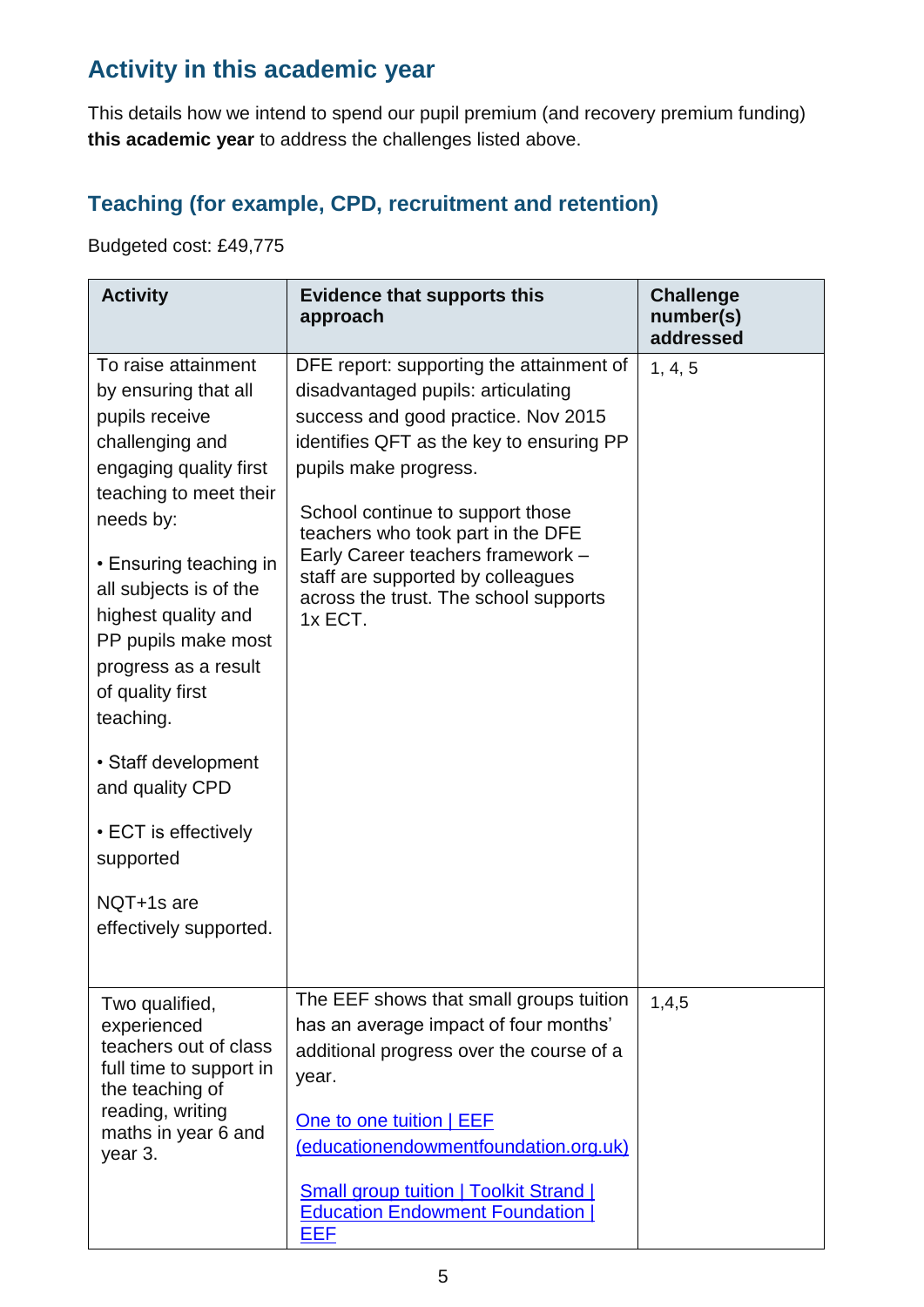## Activity in this academic year

This details how we intend to spend our pupil premium (and recovery premium funding) **this academic year** to address the challenges listed above.

### Teaching (for example, CPD, recruitment and retention)

Budgeted cost: £49,775

| Activity | Evidence that supports this approach | Challenge number(s) addressed |
|---|---|---|
| To raise attainment by ensuring that all pupils receive challenging and engaging quality first teaching to meet their needs by:<br><br>• Ensuring teaching in all subjects is of the highest quality and PP pupils make most progress as a result of quality first teaching.<br><br>• Staff development and quality CPD<br><br>• ECT is effectively supported<br><br>NQT+1s are effectively supported. | DFE report: supporting the attainment of disadvantaged pupils: articulating success and good practice. Nov 2015 identifies QFT as the key to ensuring PP pupils make progress.<br><br>School continue to support those teachers who took part in the DFE Early Career teachers framework – staff are supported by colleagues across the trust. The school supports 1x ECT. | 1, 4, 5 |
| Two qualified, experienced teachers out of class full time to support in the teaching of reading, writing maths in year 6 and year 3. | The EEF shows that small groups tuition has an average impact of four months' additional progress over the course of a year.<br><br>One to one tuition \| EEF (educationendowmentfoundation.org.uk)<br><br>Small group tuition \| Toolkit Strand \| Education Endowment Foundation \| EEF | 1,4,5 |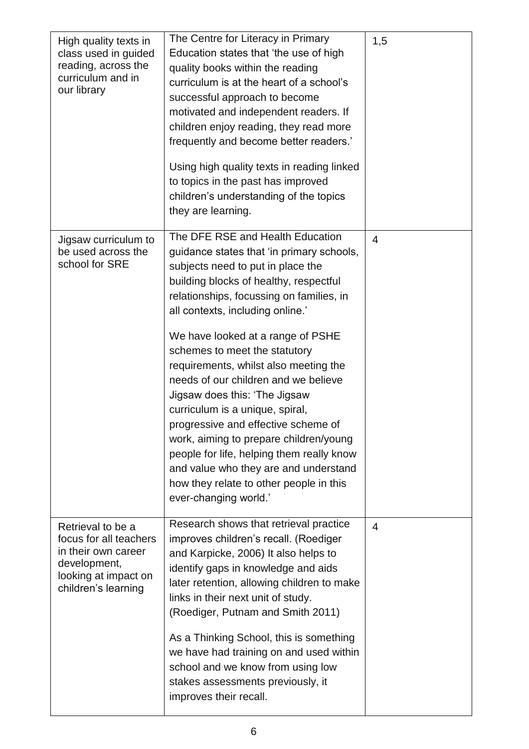| | | |
|---|---|---|
| High quality texts in class used in guided reading, across the curriculum and in our library | The Centre for Literacy in Primary Education states that 'the use of high quality books within the reading curriculum is at the heart of a school's successful approach to become motivated and independent readers. If children enjoy reading, they read more frequently and become better readers.'<br><br>Using high quality texts in reading linked to topics in the past has improved children's understanding of the topics they are learning. | 1,5 |
| Jigsaw curriculum to be used across the school for SRE | The DFE RSE and Health Education guidance states that 'in primary schools, subjects need to put in place the building blocks of healthy, respectful relationships, focussing on families, in all contexts, including online.'<br><br>We have looked at a range of PSHE schemes to meet the statutory requirements, whilst also meeting the needs of our children and we believe Jigsaw does this: 'The Jigsaw curriculum is a unique, spiral, progressive and effective scheme of work, aiming to prepare children/young people for life, helping them really know and value who they are and understand how they relate to other people in this ever-changing world.' | 4 |
| Retrieval to be a focus for all teachers in their own career development, looking at impact on children's learning | Research shows that retrieval practice improves children's recall. (Roediger and Karpicke, 2006) It also helps to identify gaps in knowledge and aids later retention, allowing children to make links in their next unit of study. (Roediger, Putnam and Smith 2011)<br><br>As a Thinking School, this is something we have had training on and used within school and we know from using low stakes assessments previously, it improves their recall. | 4 |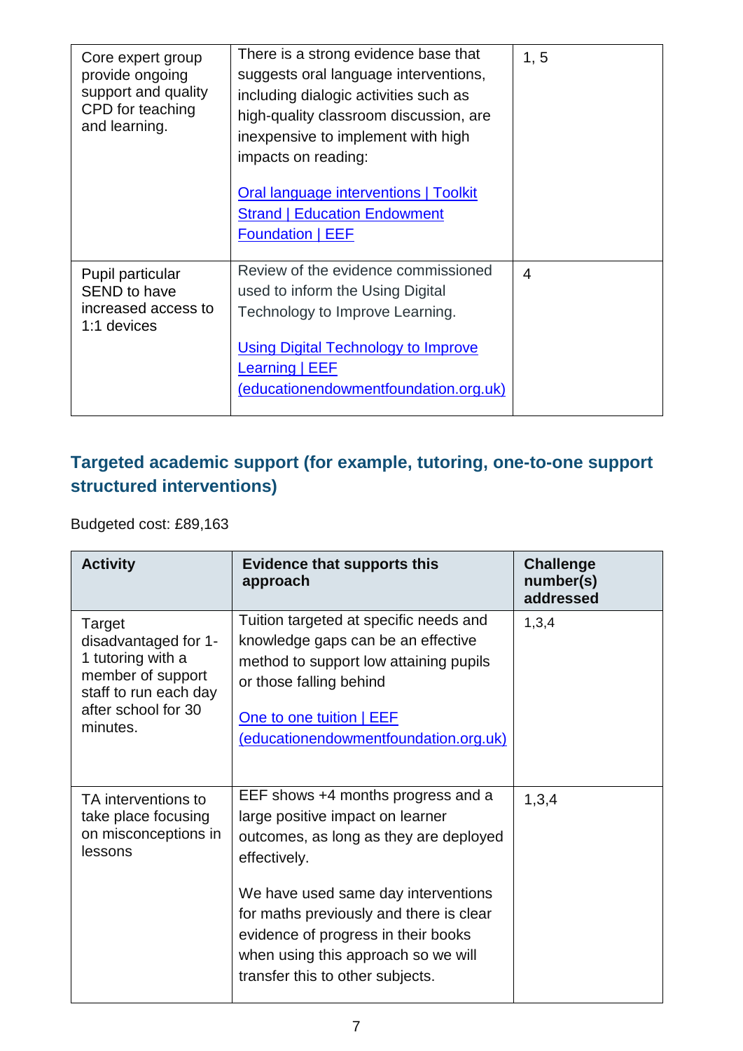| | | |
|---|---|---|
| Core expert group provide ongoing support and quality CPD for teaching and learning. | There is a strong evidence base that suggests oral language interventions, including dialogic activities such as high-quality classroom discussion, are inexpensive to implement with high impacts on reading:<br><br>Oral language interventions \| Toolkit Strand \| Education Endowment Foundation \| EEF | 1, 5 |
| Pupil particular SEND to have increased access to 1:1 devices | Review of the evidence commissioned used to inform the Using Digital Technology to Improve Learning.<br><br>Using Digital Technology to Improve Learning \| EEF (educationendowmentfoundation.org.uk) | 4 |

## Targeted academic support (for example, tutoring, one-to-one support structured interventions)

Budgeted cost: £89,163

| Activity | Evidence that supports this approach | Challenge number(s) addressed |
|---|---|---|
| Target disadvantaged for 1-1 tutoring with a member of support staff to run each day after school for 30 minutes. | Tuition targeted at specific needs and knowledge gaps can be an effective method to support low attaining pupils or those falling behind<br><br>One to one tuition \| EEF (educationendowmentfoundation.org.uk) | 1,3,4 |
| TA interventions to take place focusing on misconceptions in lessons | EEF shows +4 months progress and a large positive impact on learner outcomes, as long as they are deployed effectively.<br><br>We have used same day interventions for maths previously and there is clear evidence of progress in their books when using this approach so we will transfer this to other subjects. | 1,3,4 |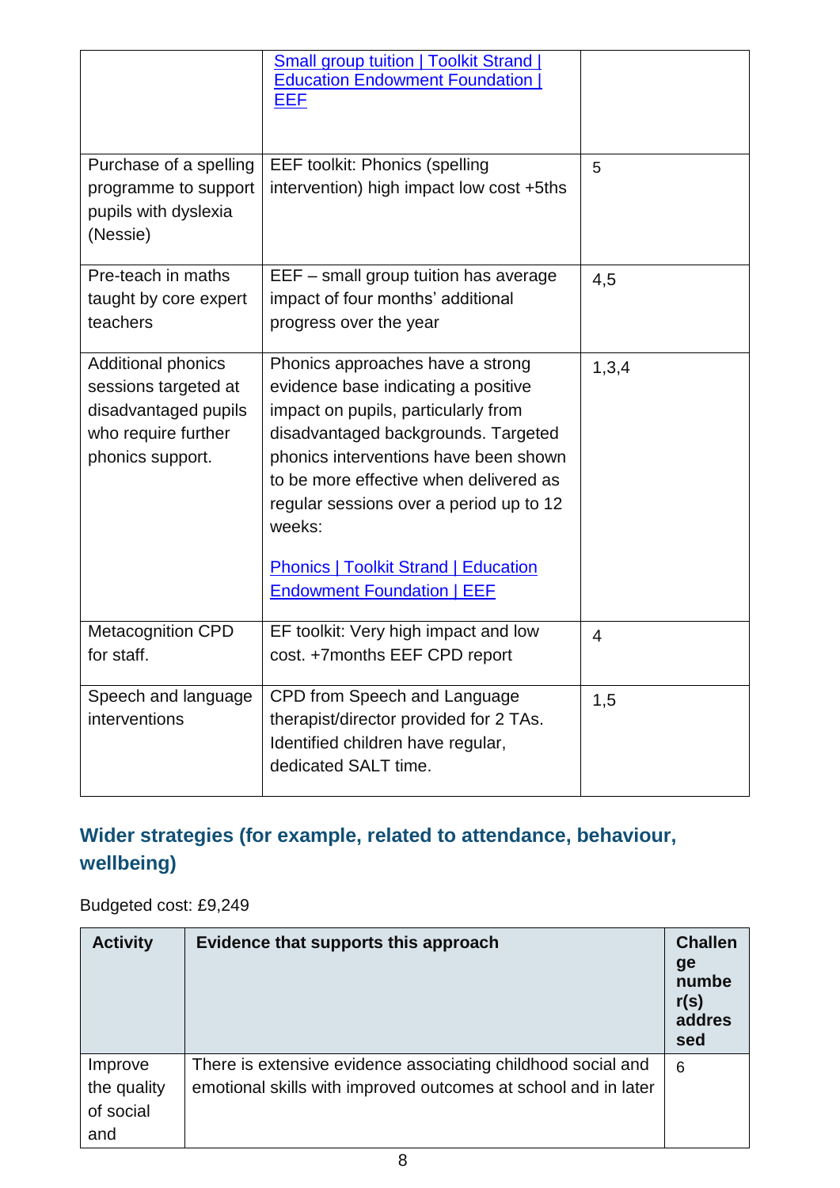| | | |
|---|---|---|
| | Small group tuition \| Toolkit Strand \| Education Endowment Foundation \| EEF | |
| Purchase of a spelling programme to support pupils with dyslexia (Nessie) | EEF toolkit: Phonics (spelling intervention) high impact low cost +5ths | 5 |
| Pre-teach in maths taught by core expert teachers | EEF – small group tuition has average impact of four months' additional progress over the year | 4,5 |
| Additional phonics sessions targeted at disadvantaged pupils who require further phonics support. | Phonics approaches have a strong evidence base indicating a positive impact on pupils, particularly from disadvantaged backgrounds. Targeted phonics interventions have been shown to be more effective when delivered as regular sessions over a period up to 12 weeks:<br><br>Phonics \| Toolkit Strand \| Education Endowment Foundation \| EEF | 1,3,4 |
| Metacognition CPD for staff. | EF toolkit: Very high impact and low cost. +7months EEF CPD report | 4 |
| Speech and language interventions | CPD from Speech and Language therapist/director provided for 2 TAs. Identified children have regular, dedicated SALT time. | 1,5 |

## Wider strategies (for example, related to attendance, behaviour, wellbeing)

Budgeted cost: £9,249

| Activity | Evidence that supports this approach | Challenge number(s) addressed |
|---|---|---|
| Improve the quality of social and | There is extensive evidence associating childhood social and emotional skills with improved outcomes at school and in later | 6 |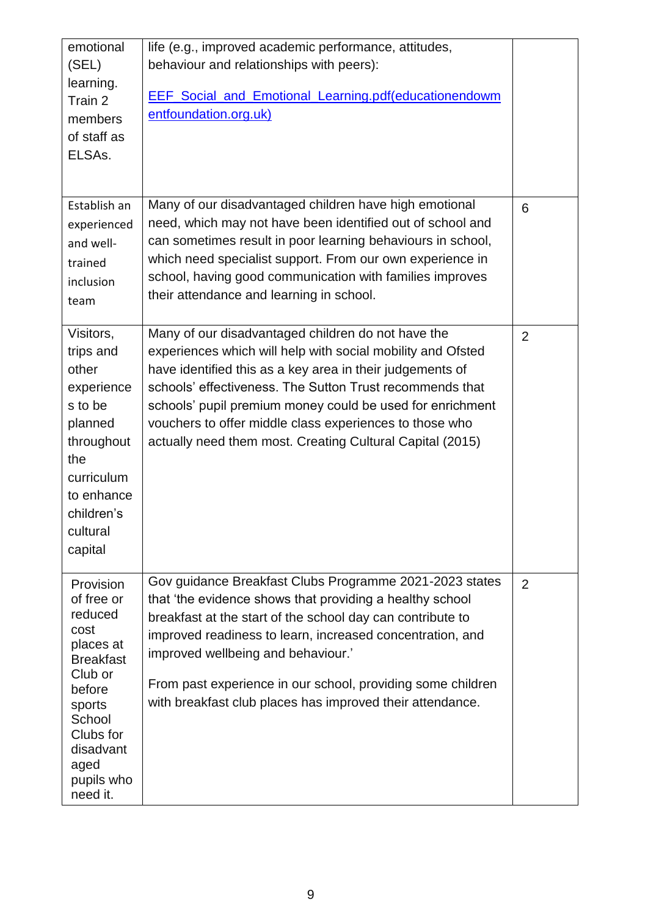| | | |
|---|---|---|
| emotional (SEL) learning. Train 2 members of staff as ELSAs. | life (e.g., improved academic performance, attitudes, behaviour and relationships with peers):<br><br>[EEF_Social_and_Emotional_Learning.pdf(educationendowmentfoundation.org.uk)](EEF_Social_and_Emotional_Learning.pdf(educationendowmentfoundation.org.uk)) | |
| Establish an experienced and well-trained inclusion team | Many of our disadvantaged children have high emotional need, which may not have been identified out of school and can sometimes result in poor learning behaviours in school, which need specialist support. From our own experience in school, having good communication with families improves their attendance and learning in school. | 6 |
| Visitors, trips and other experiences to be planned throughout the curriculum to enhance children's cultural capital | Many of our disadvantaged children do not have the experiences which will help with social mobility and Ofsted have identified this as a key area in their judgements of schools' effectiveness. The Sutton Trust recommends that schools' pupil premium money could be used for enrichment vouchers to offer middle class experiences to those who actually need them most. Creating Cultural Capital (2015) | 2 |
| Provision of free or reduced cost places at Breakfast Club or before sports School Clubs for disadvantaged pupils who need it. | Gov guidance Breakfast Clubs Programme 2021-2023 states that 'the evidence shows that providing a healthy school breakfast at the start of the school day can contribute to improved readiness to learn, increased concentration, and improved wellbeing and behaviour.'<br><br>From past experience in our school, providing some children with breakfast club places has improved their attendance. | 2 |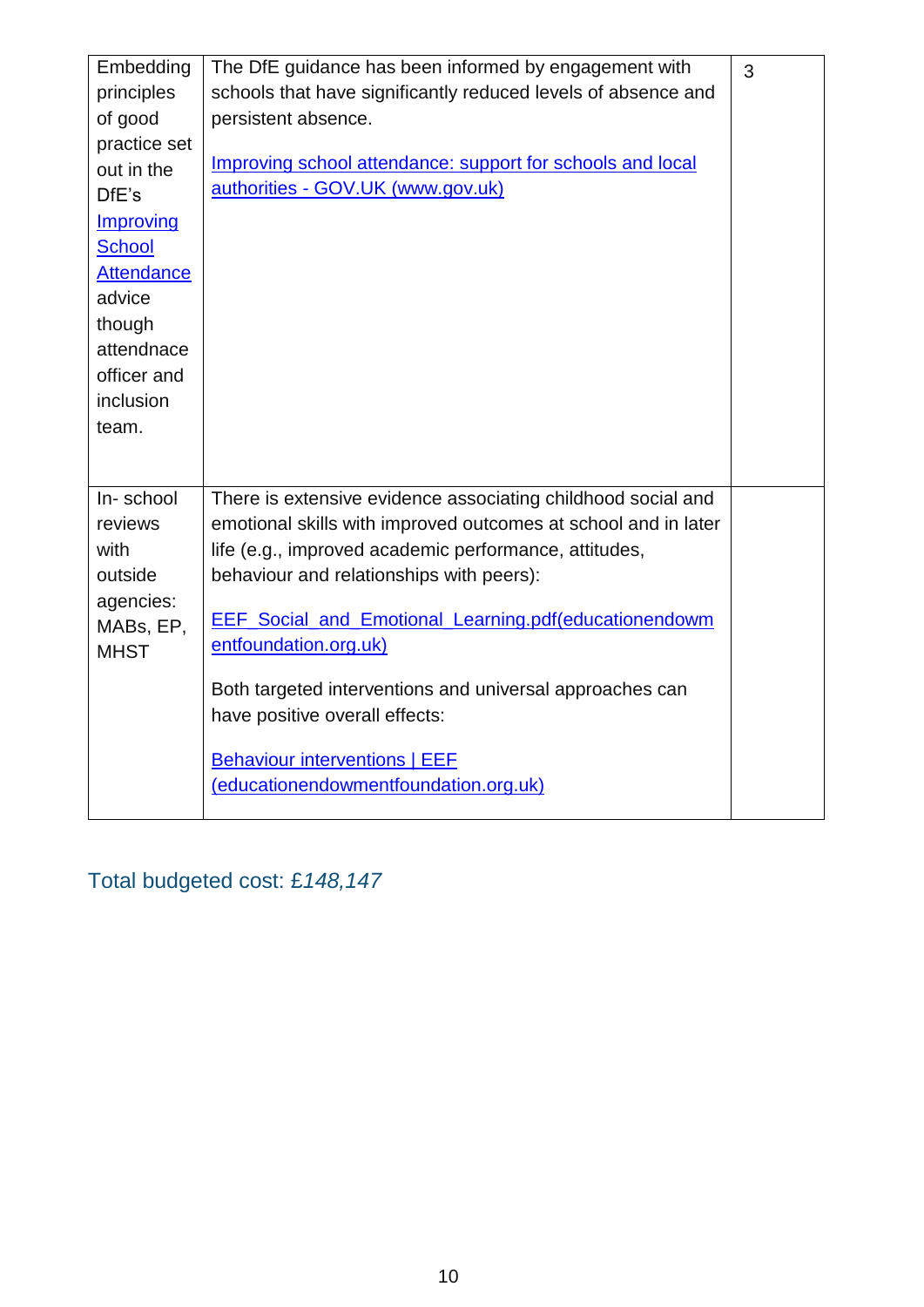| | | |
|---|---|---|
| Embedding principles of good practice set out in the DfE's [Improving School Attendance] advice though attendnace officer and inclusion team. | The DfE guidance has been informed by engagement with schools that have significantly reduced levels of absence and persistent absence. <br><br> Improving school attendance: support for schools and local authorities - GOV.UK (www.gov.uk) | 3 |
| In- school reviews with outside agencies: MABs, EP, MHST | There is extensive evidence associating childhood social and emotional skills with improved outcomes at school and in later life (e.g., improved academic performance, attitudes, behaviour and relationships with peers): <br><br> EEF_Social_and_Emotional_Learning.pdf(educationendowmentfoundation.org.uk) <br><br> Both targeted interventions and universal approaches can have positive overall effects: <br><br> Behaviour interventions \| EEF (educationendowmentfoundation.org.uk) | |

Total budgeted cost: £*148,147*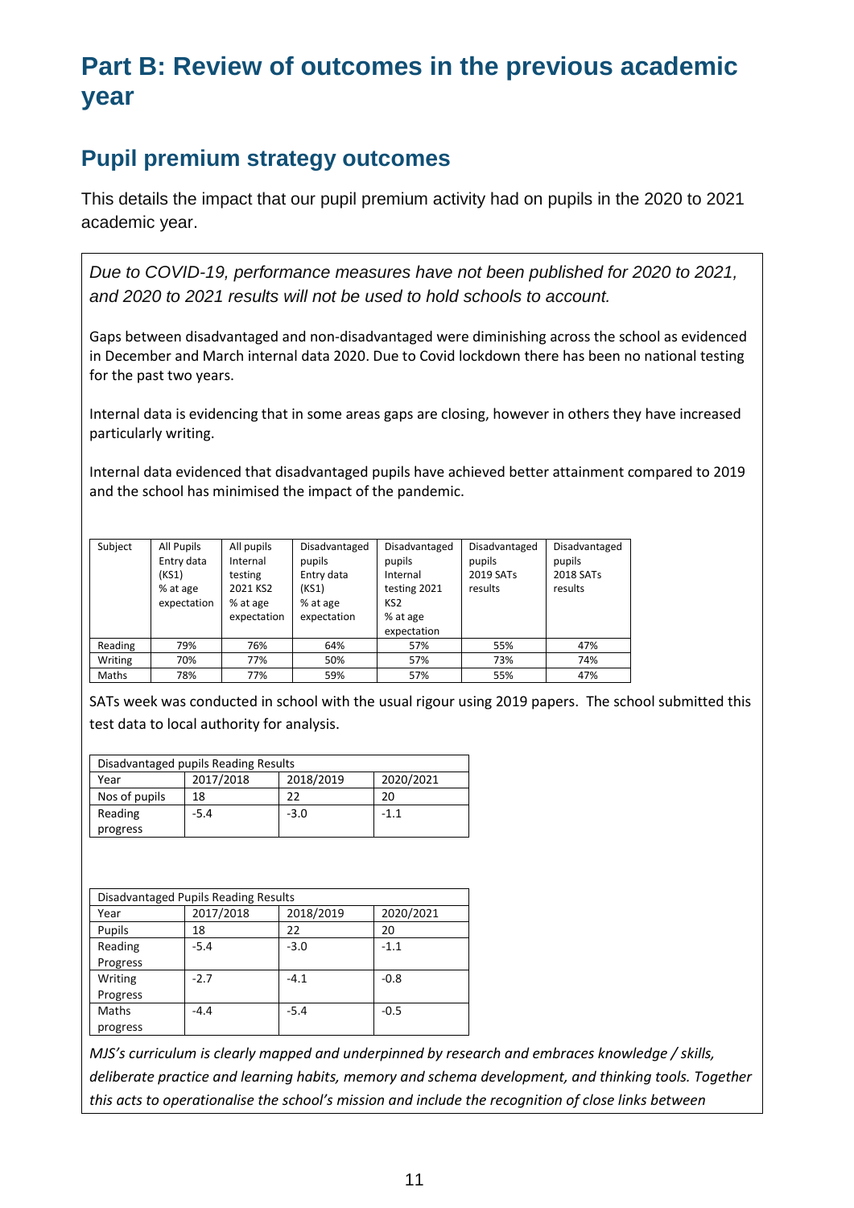# Part B: Review of outcomes in the previous academic year

## Pupil premium strategy outcomes

This details the impact that our pupil premium activity had on pupils in the 2020 to 2021 academic year.

*Due to COVID-19, performance measures have not been published for 2020 to 2021, and 2020 to 2021 results will not be used to hold schools to account.*

Gaps between disadvantaged and non-disadvantaged were diminishing across the school as evidenced in December and March internal data 2020. Due to Covid lockdown there has been no national testing for the past two years.

Internal data is evidencing that in some areas gaps are closing, however in others they have increased particularly writing.

Internal data evidenced that disadvantaged pupils have achieved better attainment compared to 2019 and the school has minimised the impact of the pandemic.

| Subject | All Pupils Entry data (KS1) % at age expectation | All pupils Internal testing 2021 KS2 % at age expectation | Disadvantaged pupils Entry data (KS1) % at age expectation | Disadvantaged pupils Internal testing 2021 KS2 % at age expectation | Disadvantaged pupils 2019 SATs results | Disadvantaged pupils 2018 SATs results |
|---|---|---|---|---|---|---|
| Reading | 79% | 76% | 64% | 57% | 55% | 47% |
| Writing | 70% | 77% | 50% | 57% | 73% | 74% |
| Maths | 78% | 77% | 59% | 57% | 55% | 47% |

SATs week was conducted in school with the usual rigour using 2019 papers. The school submitted this test data to local authority for analysis.

| Disadvantaged pupils Reading Results | | | |
|---|---|---|---|
| Year | 2017/2018 | 2018/2019 | 2020/2021 |
| Nos of pupils | 18 | 22 | 20 |
| Reading progress | -5.4 | -3.0 | -1.1 |

| Disadvantaged Pupils Reading Results | | | |
|---|---|---|---|
| Year | 2017/2018 | 2018/2019 | 2020/2021 |
| Pupils | 18 | 22 | 20 |
| Reading Progress | -5.4 | -3.0 | -1.1 |
| Writing Progress | -2.7 | -4.1 | -0.8 |
| Maths progress | -4.4 | -5.4 | -0.5 |

*MJS's curriculum is clearly mapped and underpinned by research and embraces knowledge / skills, deliberate practice and learning habits, memory and schema development, and thinking tools. Together this acts to operationalise the school's mission and include the recognition of close links between*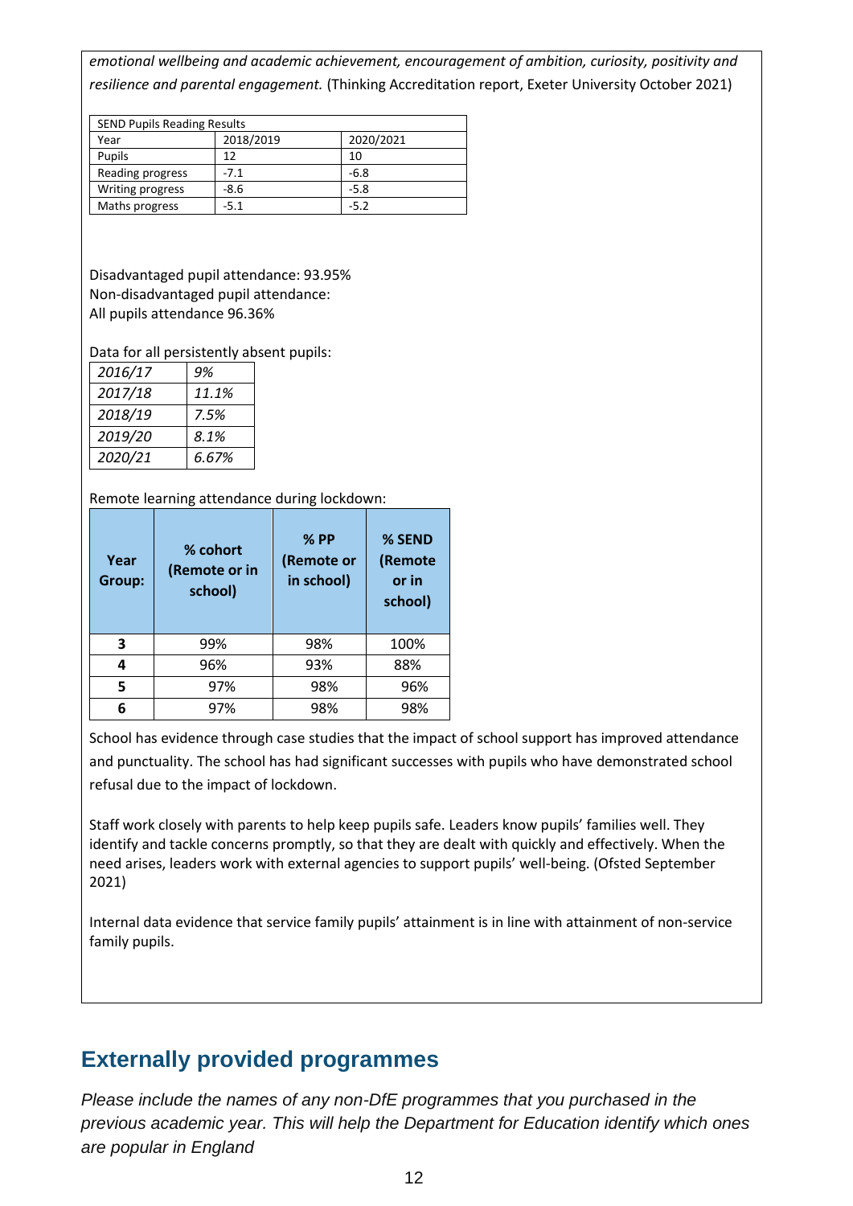*emotional wellbeing and academic achievement, encouragement of ambition, curiosity, positivity and resilience and parental engagement.* (Thinking Accreditation report, Exeter University October 2021)

| SEND Pupils Reading Results | | |
|---|---|---|
| Year | 2018/2019 | 2020/2021 |
| Pupils | 12 | 10 |
| Reading progress | -7.1 | -6.8 |
| Writing progress | -8.6 | -5.8 |
| Maths progress | -5.1 | -5.2 |

Disadvantaged pupil attendance: 93.95%
Non-disadvantaged pupil attendance:
All pupils attendance 96.36%

Data for all persistently absent pupils:

| | |
|---|---|
| *2016/17* | *9%* |
| *2017/18* | *11.1%* |
| *2018/19* | *7.5%* |
| *2019/20* | *8.1%* |
| *2020/21* | *6.67%* |

Remote learning attendance during lockdown:

| Year Group: | % cohort (Remote or in school) | % PP (Remote or in school) | % SEND (Remote or in school) |
|---|---|---|---|
| 3 | 99% | 98% | 100% |
| 4 | 96% | 93% | 88% |
| 5 | 97% | 98% | 96% |
| 6 | 97% | 98% | 98% |

School has evidence through case studies that the impact of school support has improved attendance and punctuality. The school has had significant successes with pupils who have demonstrated school refusal due to the impact of lockdown.

Staff work closely with parents to help keep pupils safe. Leaders know pupils' families well. They identify and tackle concerns promptly, so that they are dealt with quickly and effectively. When the need arises, leaders work with external agencies to support pupils' well-being. (Ofsted September 2021)

Internal data evidence that service family pupils' attainment is in line with attainment of non-service family pupils.

## Externally provided programmes

*Please include the names of any non-DfE programmes that you purchased in the previous academic year. This will help the Department for Education identify which ones are popular in England*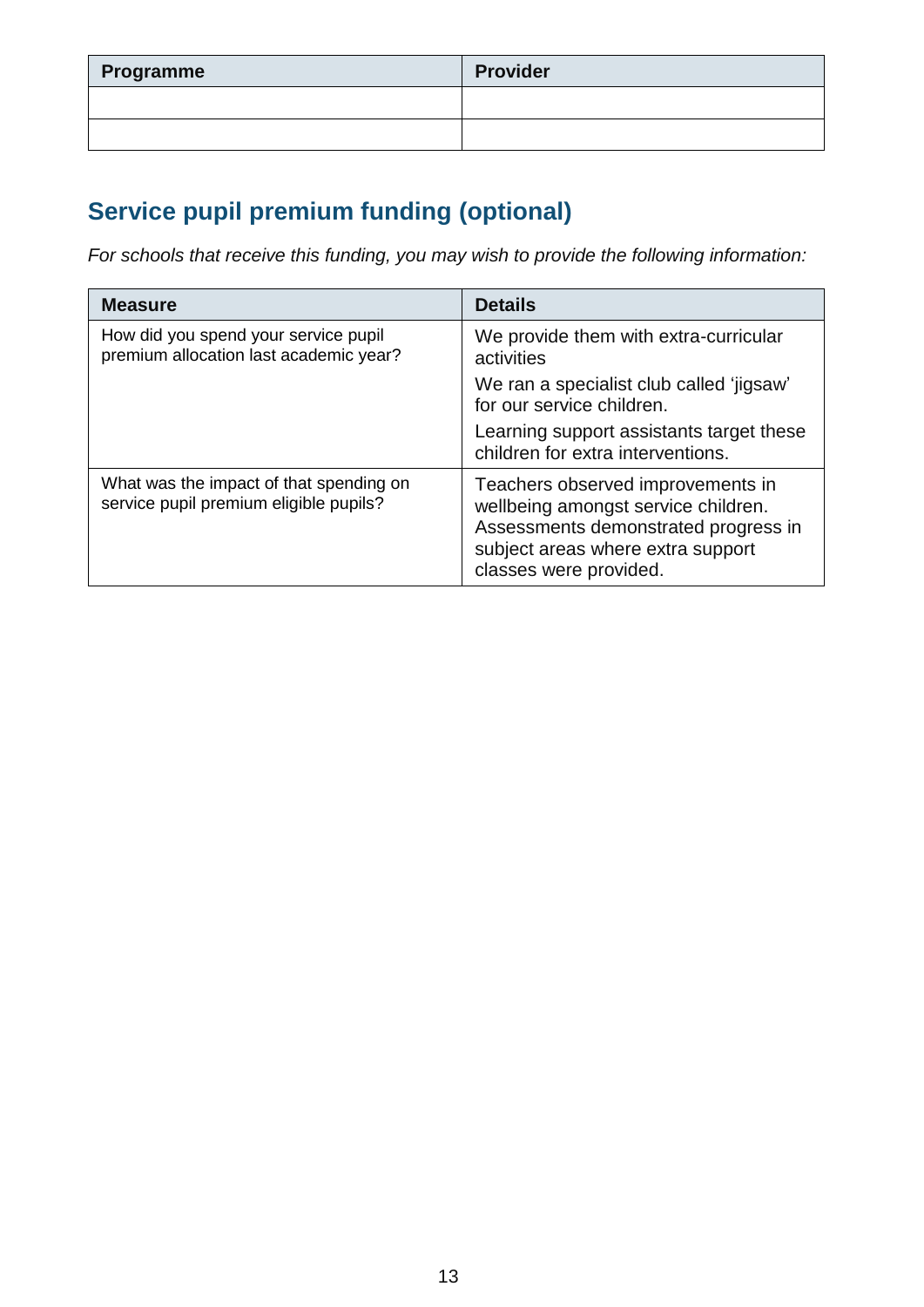| Programme | Provider |
| --- | --- |
| | |
| | |

## Service pupil premium funding (optional)

*For schools that receive this funding, you may wish to provide the following information:*

| Measure | Details |
| --- | --- |
| How did you spend your service pupil premium allocation last academic year? | We provide them with extra-curricular activities<br>We ran a specialist club called 'jigsaw' for our service children.<br>Learning support assistants target these children for extra interventions. |
| What was the impact of that spending on service pupil premium eligible pupils? | Teachers observed improvements in wellbeing amongst service children. Assessments demonstrated progress in subject areas where extra support classes were provided. |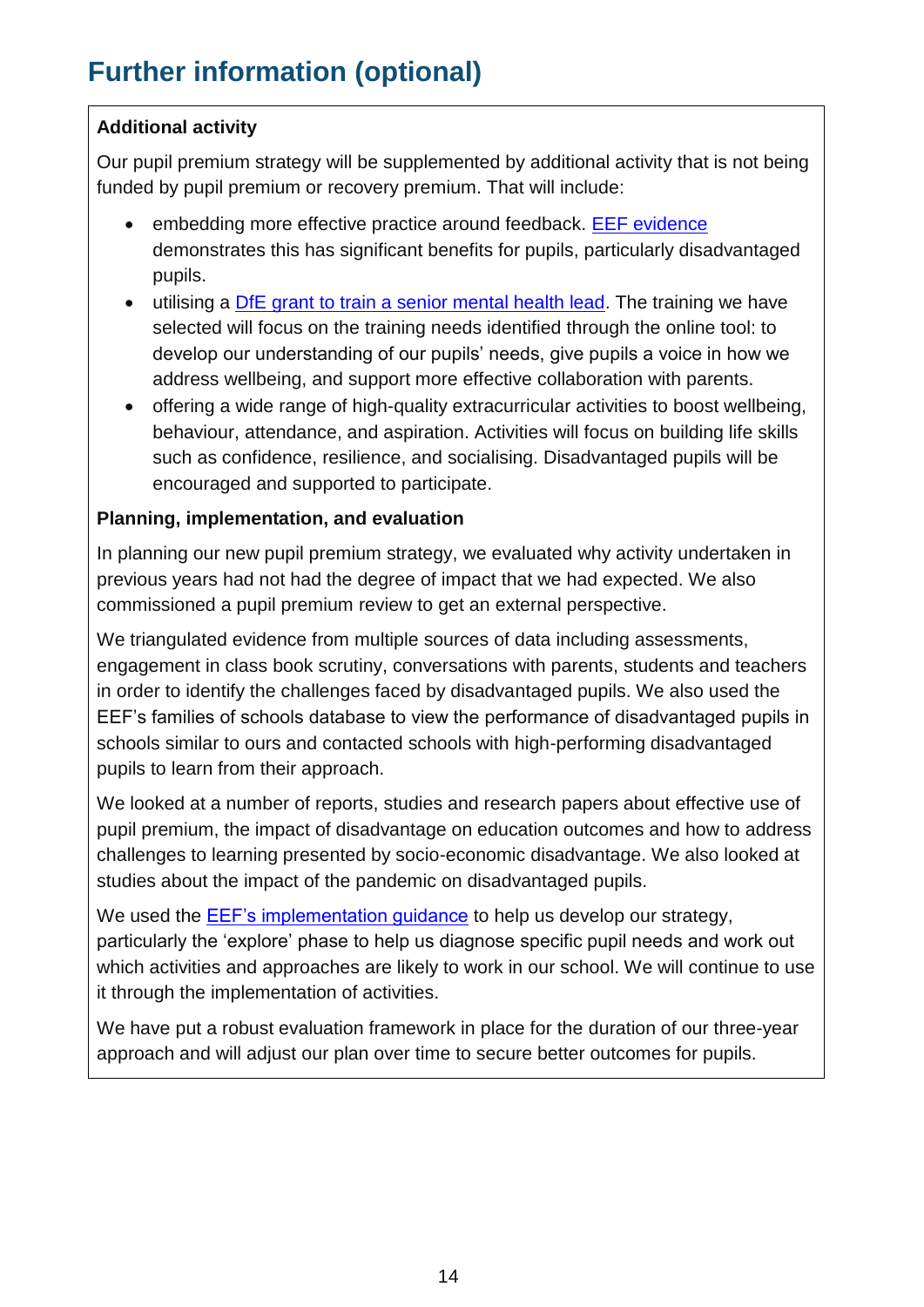# Further information (optional)

**Additional activity**

Our pupil premium strategy will be supplemented by additional activity that is not being funded by pupil premium or recovery premium. That will include:

- embedding more effective practice around feedback. EEF evidence demonstrates this has significant benefits for pupils, particularly disadvantaged pupils.
- utilising a DfE grant to train a senior mental health lead. The training we have selected will focus on the training needs identified through the online tool: to develop our understanding of our pupils' needs, give pupils a voice in how we address wellbeing, and support more effective collaboration with parents.
- offering a wide range of high-quality extracurricular activities to boost wellbeing, behaviour, attendance, and aspiration. Activities will focus on building life skills such as confidence, resilience, and socialising. Disadvantaged pupils will be encouraged and supported to participate.

**Planning, implementation, and evaluation**

In planning our new pupil premium strategy, we evaluated why activity undertaken in previous years had not had the degree of impact that we had expected. We also commissioned a pupil premium review to get an external perspective.

We triangulated evidence from multiple sources of data including assessments, engagement in class book scrutiny, conversations with parents, students and teachers in order to identify the challenges faced by disadvantaged pupils. We also used the EEF's families of schools database to view the performance of disadvantaged pupils in schools similar to ours and contacted schools with high-performing disadvantaged pupils to learn from their approach.

We looked at a number of reports, studies and research papers about effective use of pupil premium, the impact of disadvantage on education outcomes and how to address challenges to learning presented by socio-economic disadvantage. We also looked at studies about the impact of the pandemic on disadvantaged pupils.

We used the EEF's implementation guidance to help us develop our strategy, particularly the 'explore' phase to help us diagnose specific pupil needs and work out which activities and approaches are likely to work in our school. We will continue to use it through the implementation of activities.

We have put a robust evaluation framework in place for the duration of our three-year approach and will adjust our plan over time to secure better outcomes for pupils.